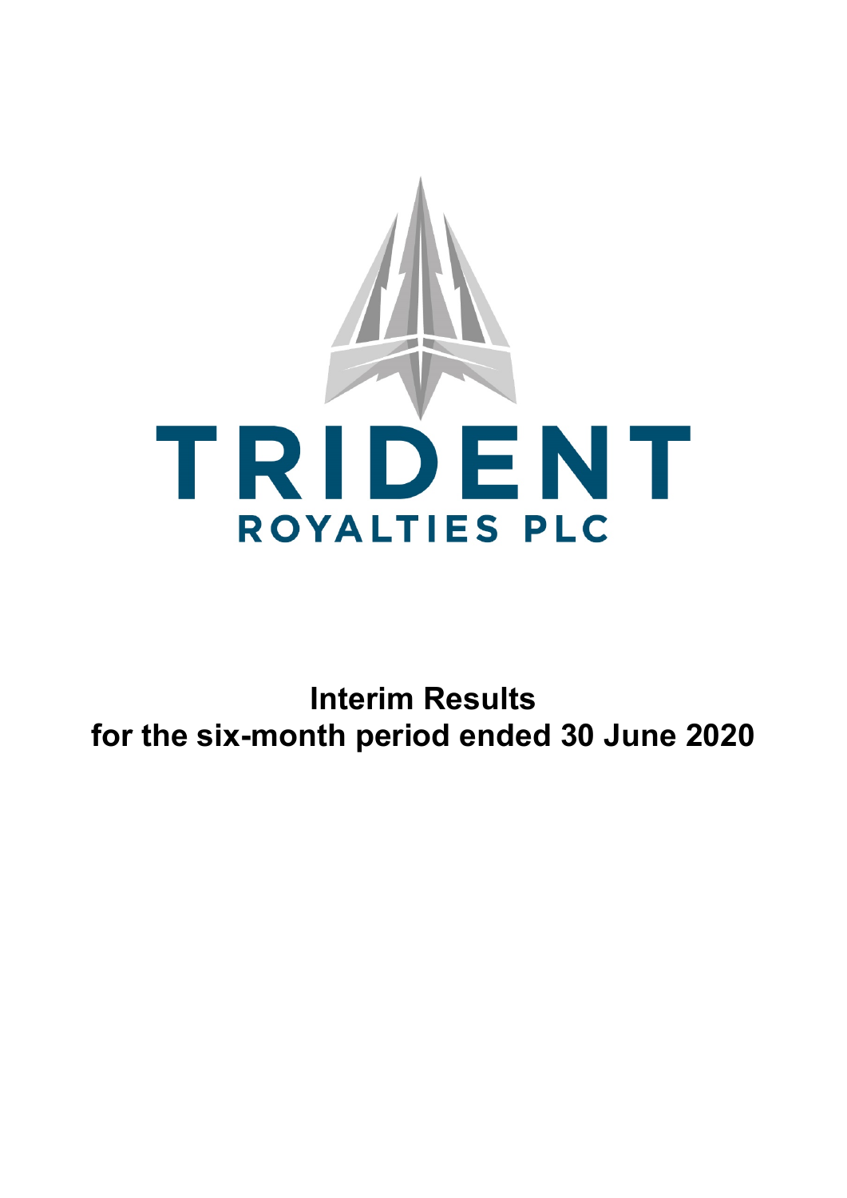# TRIDENT ROYALTIES PLC

# Interim Results for the six-month period ended 30 June 2020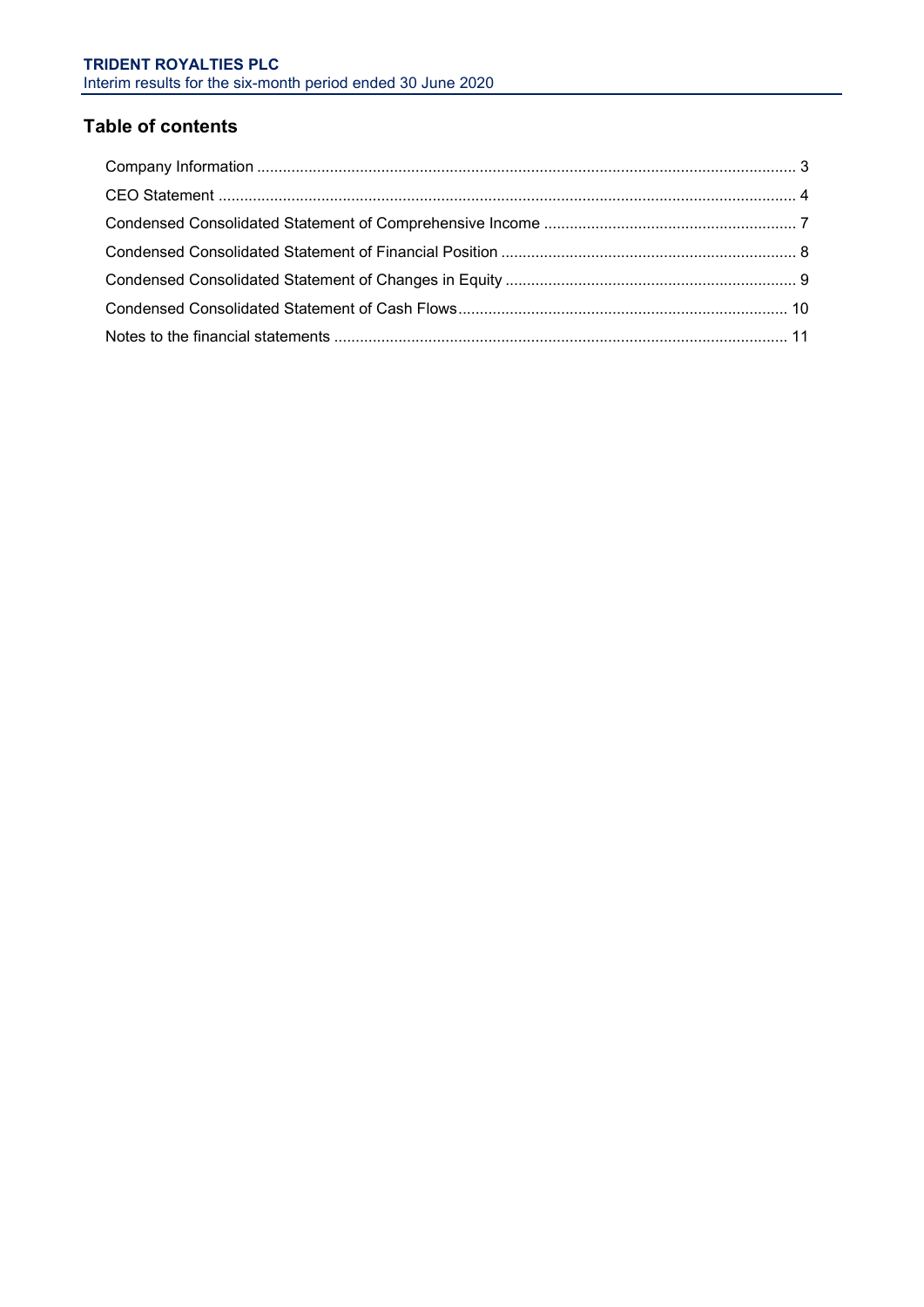## Table of contents

| | |
|---|---|
| Company Information | 3 |
| CEO Statement | 4 |
| Condensed Consolidated Statement of Comprehensive Income | 7 |
| Condensed Consolidated Statement of Financial Position | 8 |
| Condensed Consolidated Statement of Changes in Equity | 9 |
| Condensed Consolidated Statement of Cash Flows | 10 |
| Notes to the financial statements | 11 |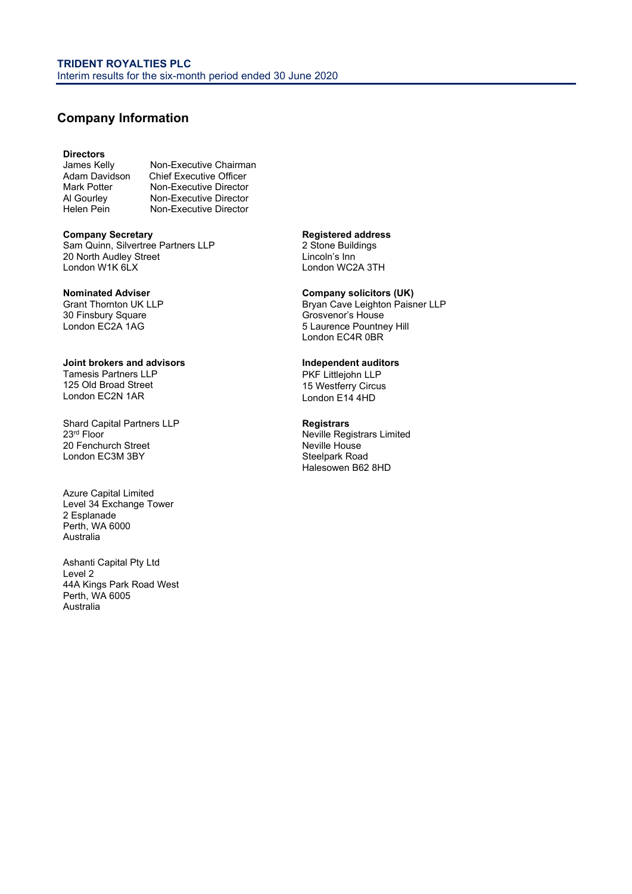## Company Information

**Directors**

| | |
|---|---|
| James Kelly | Non-Executive Chairman |
| Adam Davidson | Chief Executive Officer |
| Mark Potter | Non-Executive Director |
| Al Gourley | Non-Executive Director |
| Helen Pein | Non-Executive Director |

**Company Secretary**
Sam Quinn, Silvertree Partners LLP
20 North Audley Street
London W1K 6LX

**Registered address**
2 Stone Buildings
Lincoln's Inn
London WC2A 3TH

**Nominated Adviser**
Grant Thornton UK LLP
30 Finsbury Square
London EC2A 1AG

**Company solicitors (UK)**
Bryan Cave Leighton Paisner LLP
Grosvenor's House
5 Laurence Pountney Hill
London EC4R 0BR

**Joint brokers and advisors**
Tamesis Partners LLP
125 Old Broad Street
London EC2N 1AR

Shard Capital Partners LLP
23rd Floor
20 Fenchurch Street
London EC3M 3BY

Azure Capital Limited
Level 34 Exchange Tower
2 Esplanade
Perth, WA 6000
Australia

Ashanti Capital Pty Ltd
Level 2
44A Kings Park Road West
Perth, WA 6005
Australia

**Independent auditors**
PKF Littlejohn LLP
15 Westferry Circus
London E14 4HD

**Registrars**
Neville Registrars Limited
Neville House
Steelpark Road
Halesowen B62 8HD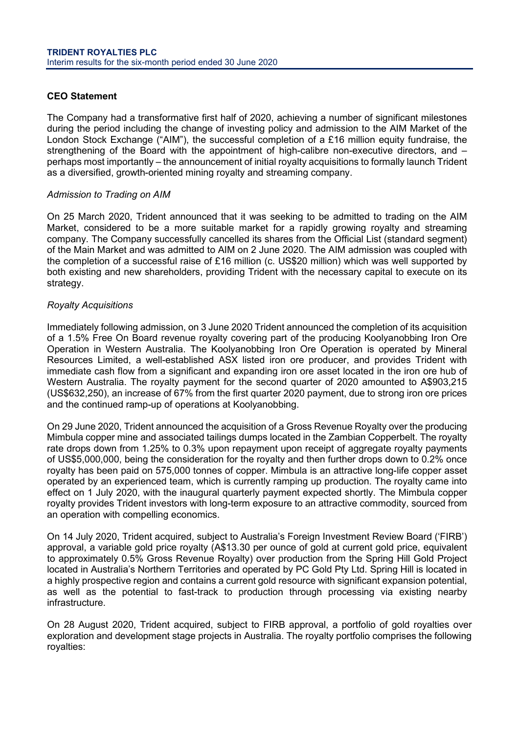**CEO Statement**

The Company had a transformative first half of 2020, achieving a number of significant milestones during the period including the change of investing policy and admission to the AIM Market of the London Stock Exchange ("AIM"), the successful completion of a £16 million equity fundraise, the strengthening of the Board with the appointment of high-calibre non-executive directors, and – perhaps most importantly – the announcement of initial royalty acquisitions to formally launch Trident as a diversified, growth-oriented mining royalty and streaming company.

*Admission to Trading on AIM*

On 25 March 2020, Trident announced that it was seeking to be admitted to trading on the AIM Market, considered to be a more suitable market for a rapidly growing royalty and streaming company. The Company successfully cancelled its shares from the Official List (standard segment) of the Main Market and was admitted to AIM on 2 June 2020. The AIM admission was coupled with the completion of a successful raise of £16 million (c. US$20 million) which was well supported by both existing and new shareholders, providing Trident with the necessary capital to execute on its strategy.

*Royalty Acquisitions*

Immediately following admission, on 3 June 2020 Trident announced the completion of its acquisition of a 1.5% Free On Board revenue royalty covering part of the producing Koolyanobbing Iron Ore Operation in Western Australia. The Koolyanobbing Iron Ore Operation is operated by Mineral Resources Limited, a well-established ASX listed iron ore producer, and provides Trident with immediate cash flow from a significant and expanding iron ore asset located in the iron ore hub of Western Australia. The royalty payment for the second quarter of 2020 amounted to A$903,215 (US$632,250), an increase of 67% from the first quarter 2020 payment, due to strong iron ore prices and the continued ramp-up of operations at Koolyanobbing.

On 29 June 2020, Trident announced the acquisition of a Gross Revenue Royalty over the producing Mimbula copper mine and associated tailings dumps located in the Zambian Copperbelt. The royalty rate drops down from 1.25% to 0.3% upon repayment upon receipt of aggregate royalty payments of US$5,000,000, being the consideration for the royalty and then further drops down to 0.2% once royalty has been paid on 575,000 tonnes of copper. Mimbula is an attractive long-life copper asset operated by an experienced team, which is currently ramping up production. The royalty came into effect on 1 July 2020, with the inaugural quarterly payment expected shortly. The Mimbula copper royalty provides Trident investors with long-term exposure to an attractive commodity, sourced from an operation with compelling economics.

On 14 July 2020, Trident acquired, subject to Australia's Foreign Investment Review Board ('FIRB') approval, a variable gold price royalty (A$13.30 per ounce of gold at current gold price, equivalent to approximately 0.5% Gross Revenue Royalty) over production from the Spring Hill Gold Project located in Australia's Northern Territories and operated by PC Gold Pty Ltd. Spring Hill is located in a highly prospective region and contains a current gold resource with significant expansion potential, as well as the potential to fast-track to production through processing via existing nearby infrastructure.

On 28 August 2020, Trident acquired, subject to FIRB approval, a portfolio of gold royalties over exploration and development stage projects in Australia. The royalty portfolio comprises the following royalties: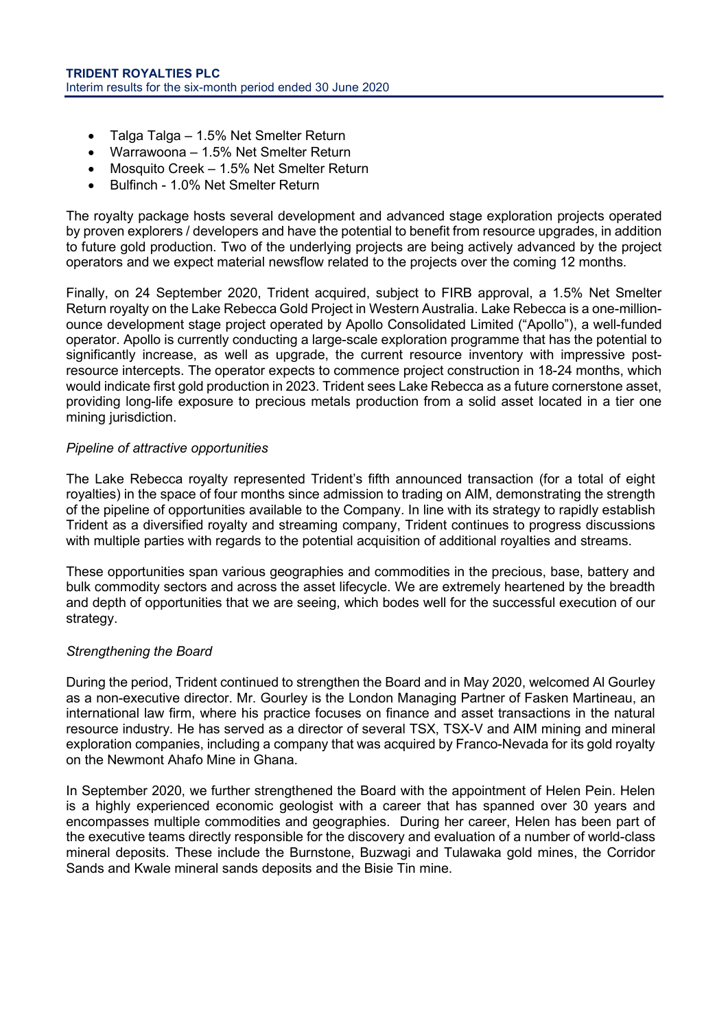- Talga Talga – 1.5% Net Smelter Return
- Warrawoona – 1.5% Net Smelter Return
- Mosquito Creek – 1.5% Net Smelter Return
- Bulfinch - 1.0% Net Smelter Return

The royalty package hosts several development and advanced stage exploration projects operated by proven explorers / developers and have the potential to benefit from resource upgrades, in addition to future gold production. Two of the underlying projects are being actively advanced by the project operators and we expect material newsflow related to the projects over the coming 12 months.

Finally, on 24 September 2020, Trident acquired, subject to FIRB approval, a 1.5% Net Smelter Return royalty on the Lake Rebecca Gold Project in Western Australia. Lake Rebecca is a one-million-ounce development stage project operated by Apollo Consolidated Limited ("Apollo"), a well-funded operator. Apollo is currently conducting a large-scale exploration programme that has the potential to significantly increase, as well as upgrade, the current resource inventory with impressive post-resource intercepts. The operator expects to commence project construction in 18-24 months, which would indicate first gold production in 2023. Trident sees Lake Rebecca as a future cornerstone asset, providing long-life exposure to precious metals production from a solid asset located in a tier one mining jurisdiction.

*Pipeline of attractive opportunities*

The Lake Rebecca royalty represented Trident's fifth announced transaction (for a total of eight royalties) in the space of four months since admission to trading on AIM, demonstrating the strength of the pipeline of opportunities available to the Company. In line with its strategy to rapidly establish Trident as a diversified royalty and streaming company, Trident continues to progress discussions with multiple parties with regards to the potential acquisition of additional royalties and streams.

These opportunities span various geographies and commodities in the precious, base, battery and bulk commodity sectors and across the asset lifecycle. We are extremely heartened by the breadth and depth of opportunities that we are seeing, which bodes well for the successful execution of our strategy.

*Strengthening the Board*

During the period, Trident continued to strengthen the Board and in May 2020, welcomed Al Gourley as a non-executive director. Mr. Gourley is the London Managing Partner of Fasken Martineau, an international law firm, where his practice focuses on finance and asset transactions in the natural resource industry. He has served as a director of several TSX, TSX-V and AIM mining and mineral exploration companies, including a company that was acquired by Franco-Nevada for its gold royalty on the Newmont Ahafo Mine in Ghana.

In September 2020, we further strengthened the Board with the appointment of Helen Pein. Helen is a highly experienced economic geologist with a career that has spanned over 30 years and encompasses multiple commodities and geographies. During her career, Helen has been part of the executive teams directly responsible for the discovery and evaluation of a number of world-class mineral deposits. These include the Burnstone, Buzwagi and Tulawaka gold mines, the Corridor Sands and Kwale mineral sands deposits and the Bisie Tin mine.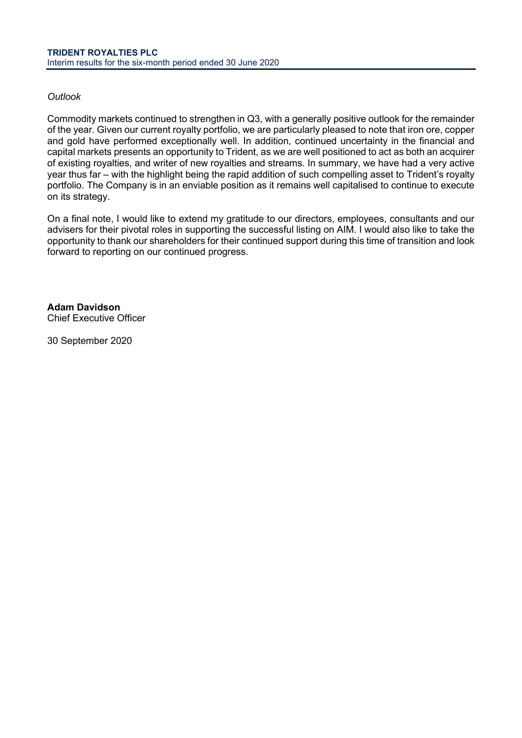*Outlook*

Commodity markets continued to strengthen in Q3, with a generally positive outlook for the remainder of the year. Given our current royalty portfolio, we are particularly pleased to note that iron ore, copper and gold have performed exceptionally well. In addition, continued uncertainty in the financial and capital markets presents an opportunity to Trident, as we are well positioned to act as both an acquirer of existing royalties, and writer of new royalties and streams. In summary, we have had a very active year thus far – with the highlight being the rapid addition of such compelling asset to Trident's royalty portfolio. The Company is in an enviable position as it remains well capitalised to continue to execute on its strategy.

On a final note, I would like to extend my gratitude to our directors, employees, consultants and our advisers for their pivotal roles in supporting the successful listing on AIM. I would also like to take the opportunity to thank our shareholders for their continued support during this time of transition and look forward to reporting on our continued progress.

**Adam Davidson**
Chief Executive Officer

30 September 2020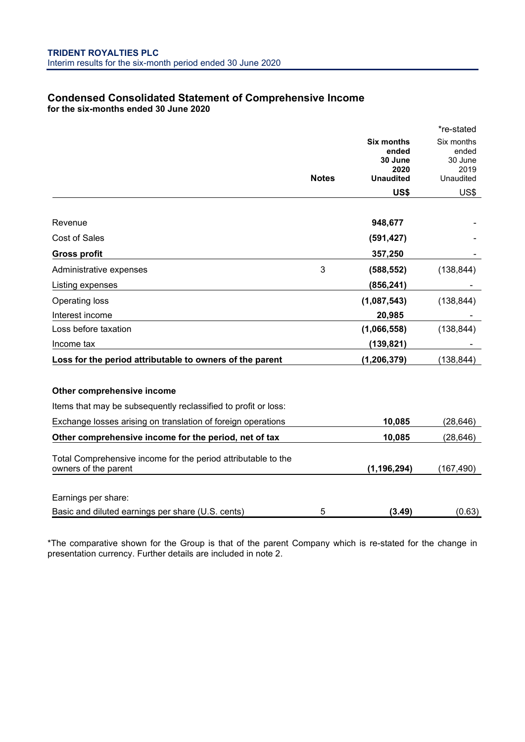## Condensed Consolidated Statement of Comprehensive Income

**for the six-months ended 30 June 2020**

| | Notes | Six months ended 30 June 2020 Unaudited | *re-stated Six months ended 30 June 2019 Unaudited |
|---|---|---|---|
| | | **US$** | US$ |
| Revenue | | **948,677** | - |
| Cost of Sales | | **(591,427)** | - |
| **Gross profit** | | **357,250** | - |
| Administrative expenses | 3 | **(588,552)** | (138,844) |
| Listing expenses | | **(856,241)** | - |
| Operating loss | | **(1,087,543)** | (138,844) |
| Interest income | | **20,985** | - |
| Loss before taxation | | **(1,066,558)** | (138,844) |
| Income tax | | **(139,821)** | - |
| **Loss for the period attributable to owners of the parent** | | **(1,206,379)** | (138,844) |
| | | | |
| **Other comprehensive income** | | | |
| Items that may be subsequently reclassified to profit or loss: | | | |
| Exchange losses arising on translation of foreign operations | | **10,085** | (28,646) |
| **Other comprehensive income for the period, net of tax** | | **10,085** | (28,646) |
| Total Comprehensive income for the period attributable to the owners of the parent | | **(1,196,294)** | (167,490) |
| | | | |
| Earnings per share: | | | |
| Basic and diluted earnings per share (U.S. cents) | 5 | **(3.49)** | (0.63) |

*The comparative shown for the Group is that of the parent Company which is re-stated for the change in presentation currency. Further details are included in note 2.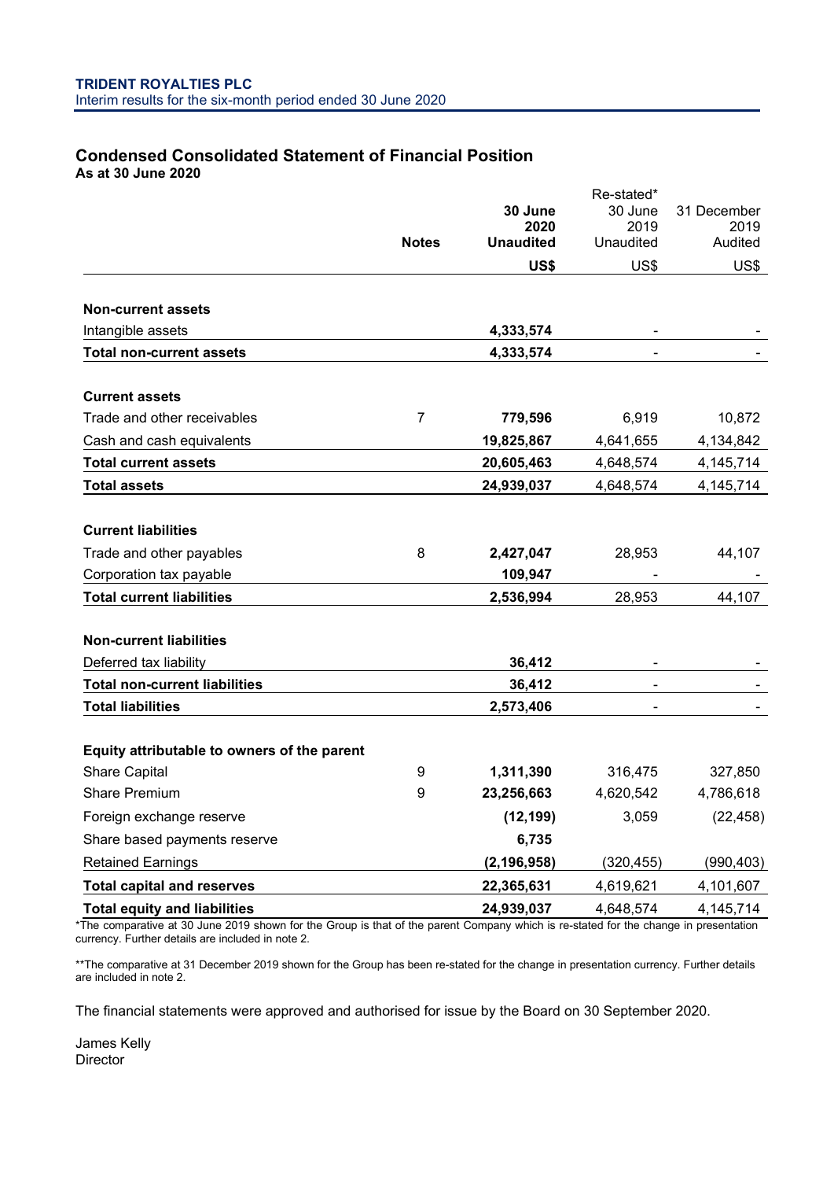## Condensed Consolidated Statement of Financial Position

**As at 30 June 2020**

| | Notes | **30 June 2020 Unaudited** | Re-stated* 30 June 2019 Unaudited | 31 December 2019 Audited |
|---|---|---|---|---|
| | | **US$** | US$ | US$ |
| **Non-current assets** | | | | |
| Intangible assets | | **4,333,574** | - | - |
| **Total non-current assets** | | **4,333,574** | - | - |
| **Current assets** | | | | |
| Trade and other receivables | 7 | **779,596** | 6,919 | 10,872 |
| Cash and cash equivalents | | **19,825,867** | 4,641,655 | 4,134,842 |
| **Total current assets** | | **20,605,463** | 4,648,574 | 4,145,714 |
| **Total assets** | | **24,939,037** | 4,648,574 | 4,145,714 |
| **Current liabilities** | | | | |
| Trade and other payables | 8 | **2,427,047** | 28,953 | 44,107 |
| Corporation tax payable | | **109,947** | - | - |
| **Total current liabilities** | | **2,536,994** | 28,953 | 44,107 |
| **Non-current liabilities** | | | | |
| Deferred tax liability | | **36,412** | - | - |
| **Total non-current liabilities** | | **36,412** | - | - |
| **Total liabilities** | | **2,573,406** | - | - |
| **Equity attributable to owners of the parent** | | | | |
| Share Capital | 9 | **1,311,390** | 316,475 | 327,850 |
| Share Premium | 9 | **23,256,663** | 4,620,542 | 4,786,618 |
| Foreign exchange reserve | | **(12,199)** | 3,059 | (22,458) |
| Share based payments reserve | | **6,735** | | |
| Retained Earnings | | **(2,196,958)** | (320,455) | (990,403) |
| **Total capital and reserves** | | **22,365,631** | 4,619,621 | 4,101,607 |
| **Total equity and liabilities** | | **24,939,037** | 4,648,574 | 4,145,714 |

*The comparative at 30 June 2019 shown for the Group is that of the parent Company which is re-stated for the change in presentation currency. Further details are included in note 2.

**The comparative at 31 December 2019 shown for the Group has been re-stated for the change in presentation currency. Further details are included in note 2.

The financial statements were approved and authorised for issue by the Board on 30 September 2020.

James Kelly
Director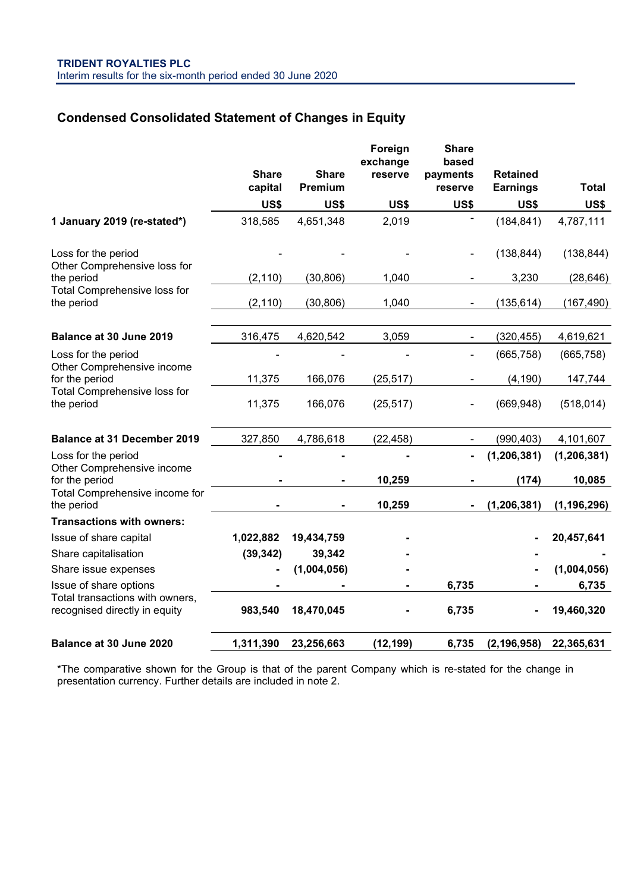## Condensed Consolidated Statement of Changes in Equity

| | Share capital | Share Premium | Foreign exchange reserve | Share based payments reserve | Retained Earnings | Total |
|---|---|---|---|---|---|---|
| | US$ | US$ | US$ | US$ | US$ | US$ |
| **1 January 2019 (re-stated*)** | 318,585 | 4,651,348 | 2,019 | - | (184,841) | 4,787,111 |
| Loss for the period | - | - | - | - | (138,844) | (138,844) |
| Other Comprehensive loss for the period | (2,110) | (30,806) | 1,040 | - | 3,230 | (28,646) |
| Total Comprehensive loss for the period | (2,110) | (30,806) | 1,040 | - | (135,614) | (167,490) |
| **Balance at 30 June 2019** | 316,475 | 4,620,542 | 3,059 | - | (320,455) | 4,619,621 |
| Loss for the period | - | - | - | - | (665,758) | (665,758) |
| Other Comprehensive income for the period | 11,375 | 166,076 | (25,517) | - | (4,190) | 147,744 |
| Total Comprehensive loss for the period | 11,375 | 166,076 | (25,517) | - | (669,948) | (518,014) |
| **Balance at 31 December 2019** | 327,850 | 4,786,618 | (22,458) | - | (990,403) | 4,101,607 |
| Loss for the period | **-** | **-** | **-** | **-** | **(1,206,381)** | **(1,206,381)** |
| Other Comprehensive income for the period | **-** | **-** | **10,259** | **-** | **(174)** | **10,085** |
| Total Comprehensive income for the period | **-** | **-** | **10,259** | **-** | **(1,206,381)** | **(1,196,296)** |
| **Transactions with owners:** | | | | | | |
| Issue of share capital | **1,022,882** | **19,434,759** | **-** | | **-** | **20,457,641** |
| Share capitalisation | **(39,342)** | **39,342** | **-** | | **-** | **-** |
| Share issue expenses | **-** | **(1,004,056)** | **-** | | **-** | **(1,004,056)** |
| Issue of share options | **-** | **-** | **-** | **6,735** | **-** | **6,735** |
| Total transactions with owners, recognised directly in equity | **983,540** | **18,470,045** | **-** | **6,735** | **-** | **19,460,320** |
| **Balance at 30 June 2020** | **1,311,390** | **23,256,663** | **(12,199)** | **6,735** | **(2,196,958)** | **22,365,631** |

*The comparative shown for the Group is that of the parent Company which is re-stated for the change in presentation currency. Further details are included in note 2.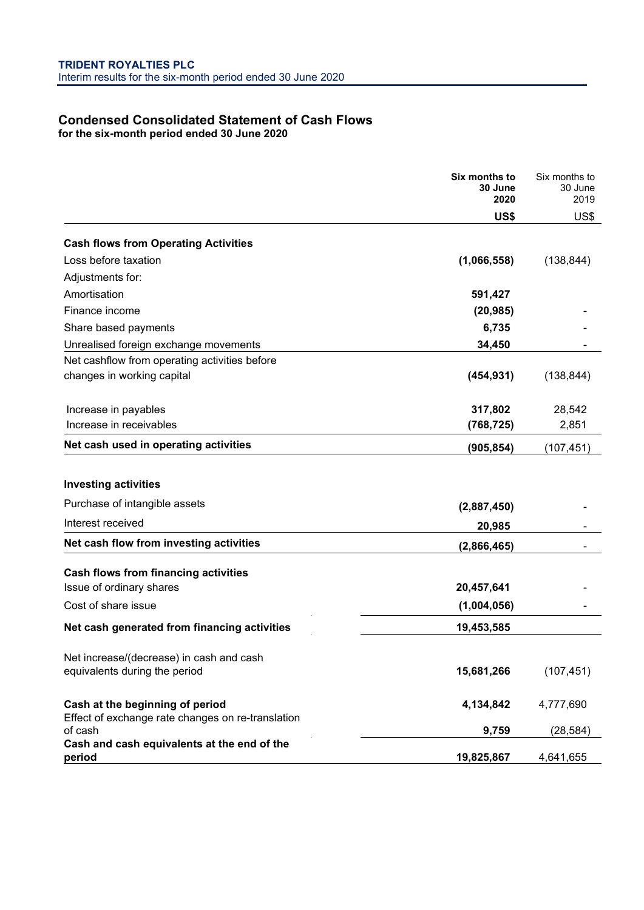## Condensed Consolidated Statement of Cash Flows

**for the six-month period ended 30 June 2020**

| | **Six months to 30 June 2020** | Six months to 30 June 2019 |
|---|---|---|
| | **US$** | US$ |
| **Cash flows from Operating Activities** | | |
| Loss before taxation | **(1,066,558)** | (138,844) |
| Adjustments for: | | |
| Amortisation | **591,427** | |
| Finance income | **(20,985)** | - |
| Share based payments | **6,735** | - |
| Unrealised foreign exchange movements | **34,450** | - |
| Net cashflow from operating activities before changes in working capital | **(454,931)** | (138,844) |
| Increase in payables | **317,802** | 28,542 |
| Increase in receivables | **(768,725)** | 2,851 |
| **Net cash used in operating activities** | **(905,854)** | (107,451) |
| **Investing activities** | | |
| Purchase of intangible assets | **(2,887,450)** | - |
| Interest received | **20,985** | - |
| **Net cash flow from investing activities** | **(2,866,465)** | - |
| **Cash flows from financing activities** | | |
| Issue of ordinary shares | **20,457,641** | - |
| Cost of share issue | **(1,004,056)** | - |
| **Net cash generated from financing activities** | **19,453,585** | |
| Net increase/(decrease) in cash and cash equivalents during the period | **15,681,266** | (107,451) |
| **Cash at the beginning of period** | **4,134,842** | 4,777,690 |
| Effect of exchange rate changes on re-translation of cash | **9,759** | (28,584) |
| **Cash and cash equivalents at the end of the period** | **19,825,867** | 4,641,655 |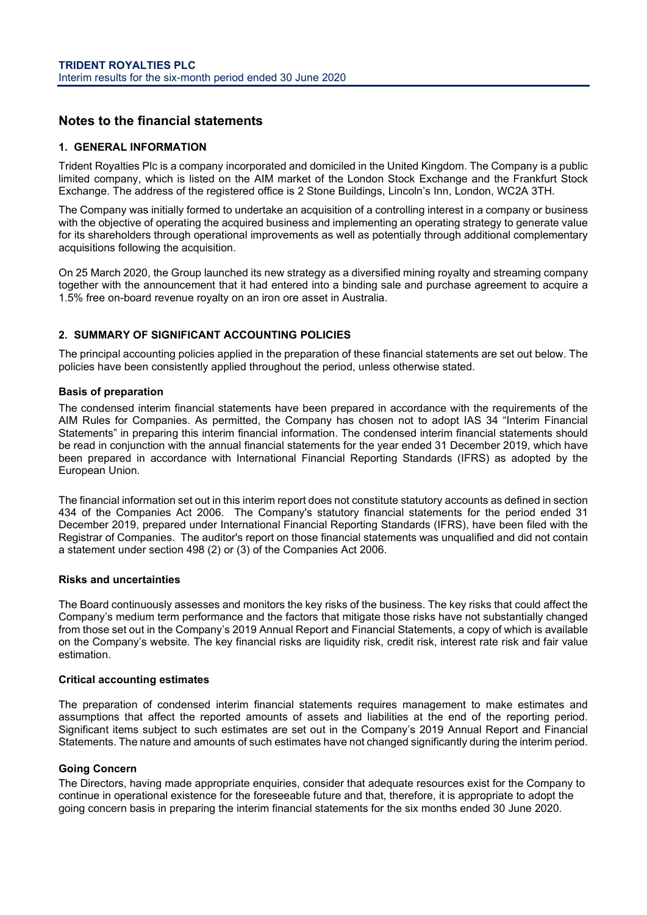# Notes to the financial statements

## 1. GENERAL INFORMATION

Trident Royalties Plc is a company incorporated and domiciled in the United Kingdom. The Company is a public limited company, which is listed on the AIM market of the London Stock Exchange and the Frankfurt Stock Exchange. The address of the registered office is 2 Stone Buildings, Lincoln's Inn, London, WC2A 3TH.

The Company was initially formed to undertake an acquisition of a controlling interest in a company or business with the objective of operating the acquired business and implementing an operating strategy to generate value for its shareholders through operational improvements as well as potentially through additional complementary acquisitions following the acquisition.

On 25 March 2020, the Group launched its new strategy as a diversified mining royalty and streaming company together with the announcement that it had entered into a binding sale and purchase agreement to acquire a 1.5% free on-board revenue royalty on an iron ore asset in Australia.

## 2. SUMMARY OF SIGNIFICANT ACCOUNTING POLICIES

The principal accounting policies applied in the preparation of these financial statements are set out below. The policies have been consistently applied throughout the period, unless otherwise stated.

### Basis of preparation

The condensed interim financial statements have been prepared in accordance with the requirements of the AIM Rules for Companies. As permitted, the Company has chosen not to adopt IAS 34 "Interim Financial Statements" in preparing this interim financial information. The condensed interim financial statements should be read in conjunction with the annual financial statements for the year ended 31 December 2019, which have been prepared in accordance with International Financial Reporting Standards (IFRS) as adopted by the European Union.

The financial information set out in this interim report does not constitute statutory accounts as defined in section 434 of the Companies Act 2006. The Company's statutory financial statements for the period ended 31 December 2019, prepared under International Financial Reporting Standards (IFRS), have been filed with the Registrar of Companies. The auditor's report on those financial statements was unqualified and did not contain a statement under section 498 (2) or (3) of the Companies Act 2006.

### Risks and uncertainties

The Board continuously assesses and monitors the key risks of the business. The key risks that could affect the Company's medium term performance and the factors that mitigate those risks have not substantially changed from those set out in the Company's 2019 Annual Report and Financial Statements, a copy of which is available on the Company's website. The key financial risks are liquidity risk, credit risk, interest rate risk and fair value estimation.

### Critical accounting estimates

The preparation of condensed interim financial statements requires management to make estimates and assumptions that affect the reported amounts of assets and liabilities at the end of the reporting period. Significant items subject to such estimates are set out in the Company's 2019 Annual Report and Financial Statements. The nature and amounts of such estimates have not changed significantly during the interim period.

### Going Concern

The Directors, having made appropriate enquiries, consider that adequate resources exist for the Company to continue in operational existence for the foreseeable future and that, therefore, it is appropriate to adopt the going concern basis in preparing the interim financial statements for the six months ended 30 June 2020.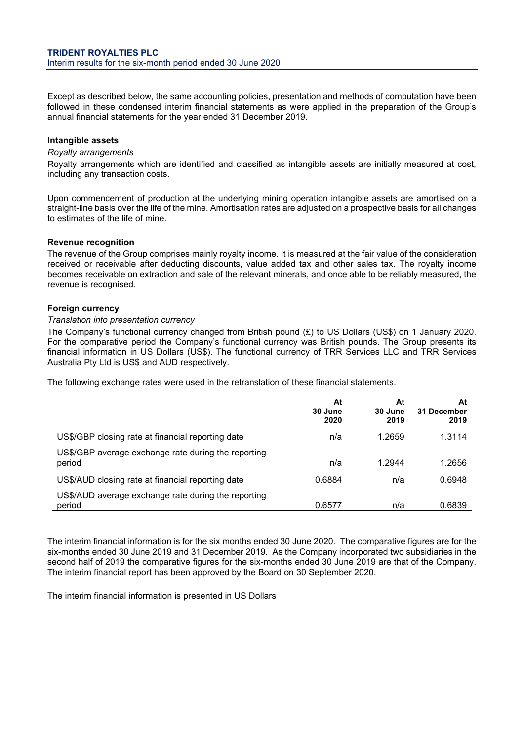Except as described below, the same accounting policies, presentation and methods of computation have been followed in these condensed interim financial statements as were applied in the preparation of the Group's annual financial statements for the year ended 31 December 2019.

**Intangible assets**

*Royalty arrangements*

Royalty arrangements which are identified and classified as intangible assets are initially measured at cost, including any transaction costs.

Upon commencement of production at the underlying mining operation intangible assets are amortised on a straight-line basis over the life of the mine. Amortisation rates are adjusted on a prospective basis for all changes to estimates of the life of mine.

**Revenue recognition**

The revenue of the Group comprises mainly royalty income. It is measured at the fair value of the consideration received or receivable after deducting discounts, value added tax and other sales tax. The royalty income becomes receivable on extraction and sale of the relevant minerals, and once able to be reliably measured, the revenue is recognised.

**Foreign currency**

*Translation into presentation currency*

The Company's functional currency changed from British pound (£) to US Dollars (US$) on 1 January 2020. For the comparative period the Company's functional currency was British pounds. The Group presents its financial information in US Dollars (US$). The functional currency of TRR Services LLC and TRR Services Australia Pty Ltd is US$ and AUD respectively.

The following exchange rates were used in the retranslation of these financial statements.

| | At 30 June 2020 | At 30 June 2019 | At 31 December 2019 |
|---|---|---|---|
| US$/GBP closing rate at financial reporting date | n/a | 1.2659 | 1.3114 |
| US$/GBP average exchange rate during the reporting period | n/a | 1.2944 | 1.2656 |
| US$/AUD closing rate at financial reporting date | 0.6884 | n/a | 0.6948 |
| US$/AUD average exchange rate during the reporting period | 0.6577 | n/a | 0.6839 |

The interim financial information is for the six months ended 30 June 2020. The comparative figures are for the six-months ended 30 June 2019 and 31 December 2019. As the Company incorporated two subsidiaries in the second half of 2019 the comparative figures for the six-months ended 30 June 2019 are that of the Company. The interim financial report has been approved by the Board on 30 September 2020.

The interim financial information is presented in US Dollars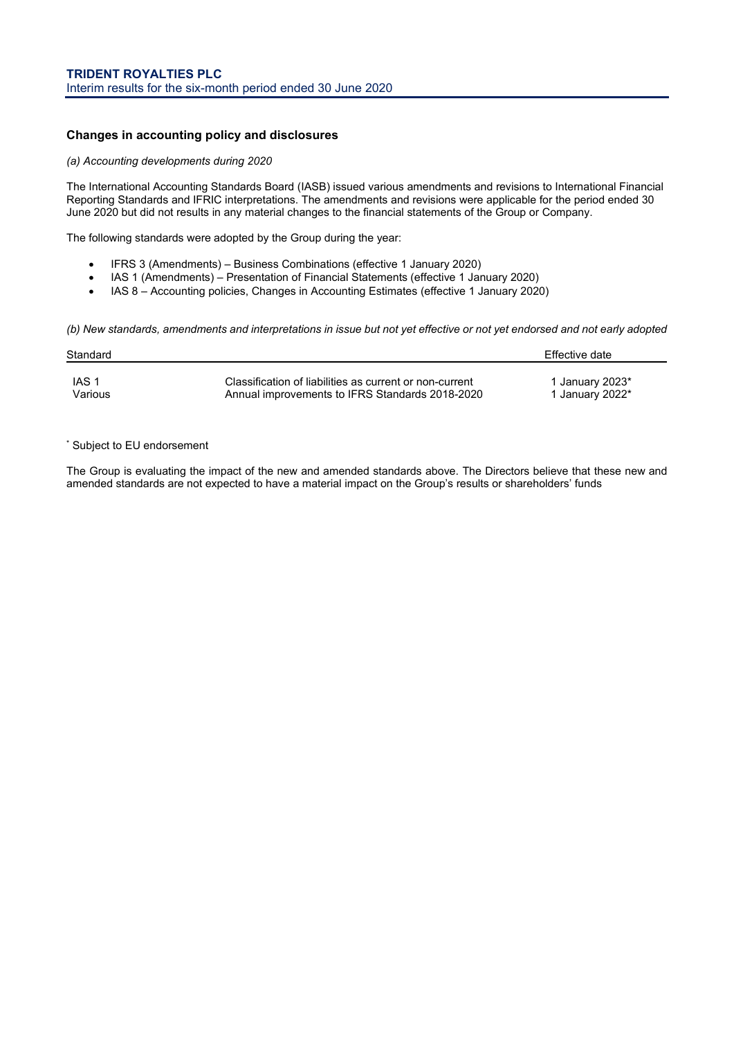## Changes in accounting policy and disclosures

*(a) Accounting developments during 2020*

The International Accounting Standards Board (IASB) issued various amendments and revisions to International Financial Reporting Standards and IFRIC interpretations. The amendments and revisions were applicable for the period ended 30 June 2020 but did not results in any material changes to the financial statements of the Group or Company.

The following standards were adopted by the Group during the year:

- IFRS 3 (Amendments) – Business Combinations (effective 1 January 2020)
- IAS 1 (Amendments) – Presentation of Financial Statements (effective 1 January 2020)
- IAS 8 – Accounting policies, Changes in Accounting Estimates (effective 1 January 2020)

*(b) New standards, amendments and interpretations in issue but not yet effective or not yet endorsed and not early adopted*

| Standard | | Effective date |
|---|---|---|
| IAS 1 | Classification of liabilities as current or non-current | 1 January 2023* |
| Various | Annual improvements to IFRS Standards 2018-2020 | 1 January 2022* |

* Subject to EU endorsement

The Group is evaluating the impact of the new and amended standards above. The Directors believe that these new and amended standards are not expected to have a material impact on the Group's results or shareholders' funds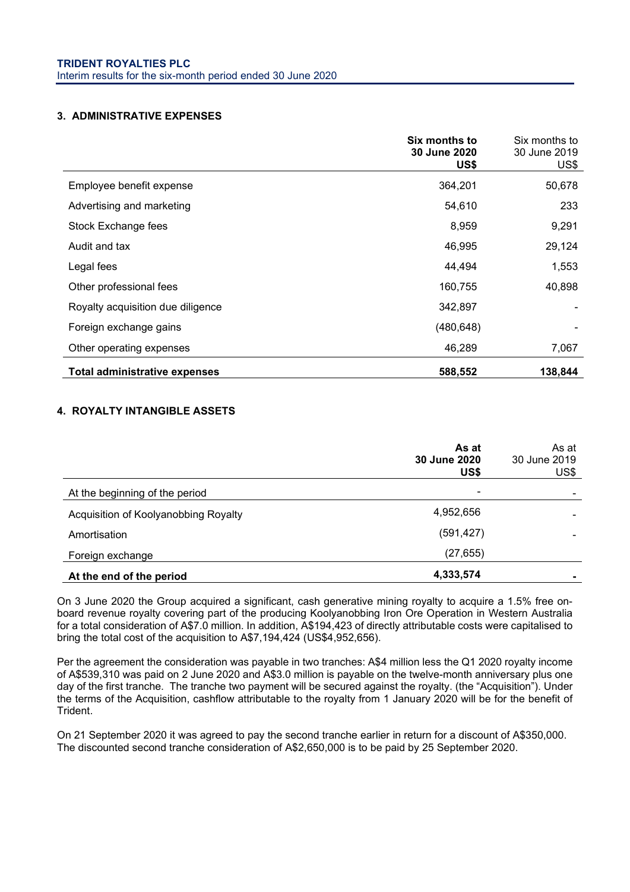### 3. ADMINISTRATIVE EXPENSES

| | **Six months to 30 June 2020 US$** | Six months to 30 June 2019 US$ |
|---|---|---|
| Employee benefit expense | 364,201 | 50,678 |
| Advertising and marketing | 54,610 | 233 |
| Stock Exchange fees | 8,959 | 9,291 |
| Audit and tax | 46,995 | 29,124 |
| Legal fees | 44,494 | 1,553 |
| Other professional fees | 160,755 | 40,898 |
| Royalty acquisition due diligence | 342,897 | - |
| Foreign exchange gains | (480,648) | - |
| Other operating expenses | 46,289 | 7,067 |
| **Total administrative expenses** | **588,552** | **138,844** |

### 4. ROYALTY INTANGIBLE ASSETS

| | **As at 30 June 2020 US$** | As at 30 June 2019 US$ |
|---|---|---|
| At the beginning of the period | - | - |
| Acquisition of Koolyanobbing Royalty | 4,952,656 | - |
| Amortisation | (591,427) | - |
| Foreign exchange | (27,655) | |
| **At the end of the period** | **4,333,574** | **-** |

On 3 June 2020 the Group acquired a significant, cash generative mining royalty to acquire a 1.5% free on-board revenue royalty covering part of the producing Koolyanobbing Iron Ore Operation in Western Australia for a total consideration of A$7.0 million. In addition, A$194,423 of directly attributable costs were capitalised to bring the total cost of the acquisition to A$7,194,424 (US$4,952,656).

Per the agreement the consideration was payable in two tranches: A$4 million less the Q1 2020 royalty income of A$539,310 was paid on 2 June 2020 and A$3.0 million is payable on the twelve-month anniversary plus one day of the first tranche. The tranche two payment will be secured against the royalty. (the "Acquisition"). Under the terms of the Acquisition, cashflow attributable to the royalty from 1 January 2020 will be for the benefit of Trident.

On 21 September 2020 it was agreed to pay the second tranche earlier in return for a discount of A$350,000. The discounted second tranche consideration of A$2,650,000 is to be paid by 25 September 2020.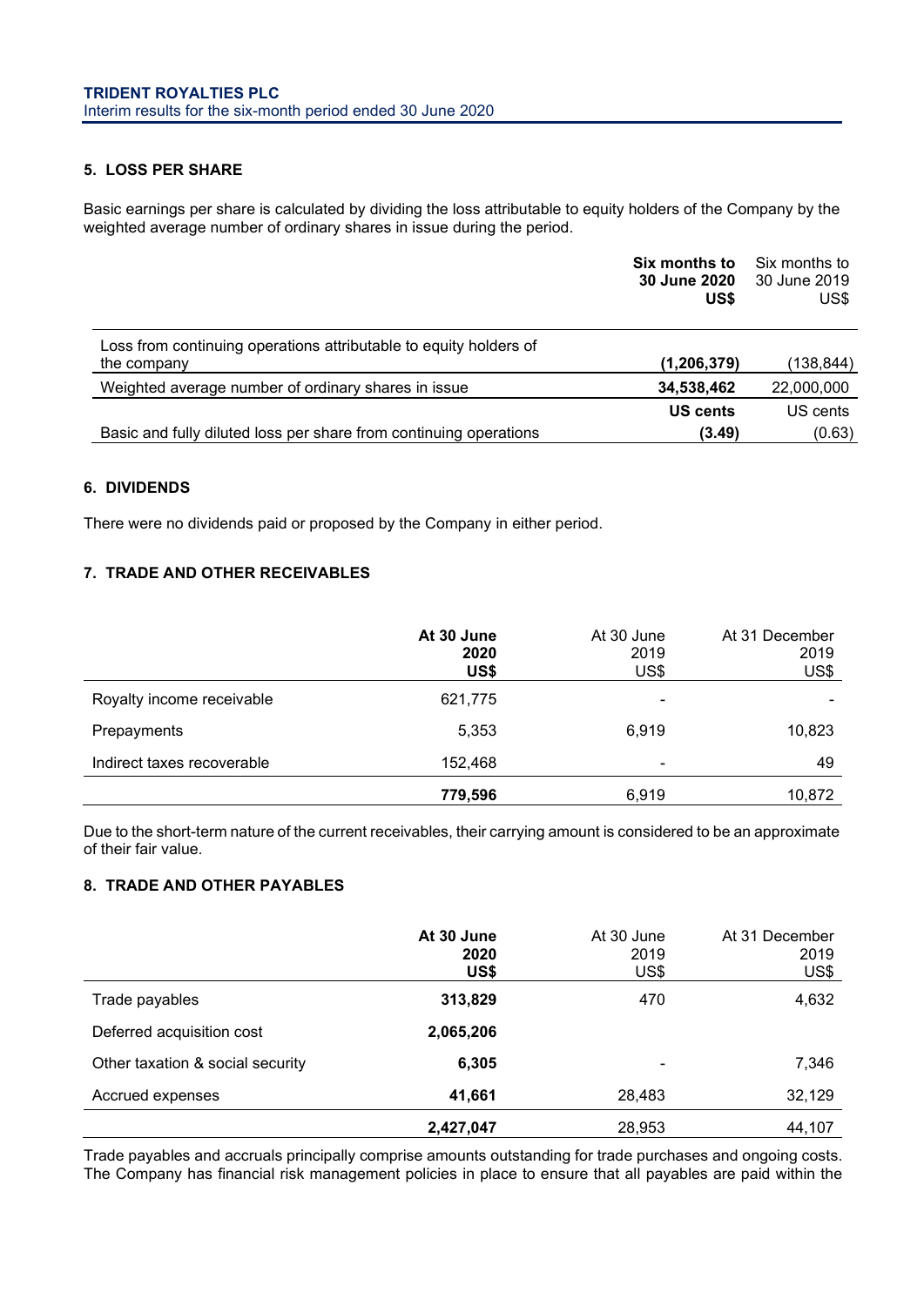### 5. LOSS PER SHARE

Basic earnings per share is calculated by dividing the loss attributable to equity holders of the Company by the weighted average number of ordinary shares in issue during the period.

| | **Six months to 30 June 2020 US$** | Six months to 30 June 2019 US$ |
|---|---|---|
| Loss from continuing operations attributable to equity holders of the company | **(1,206,379)** | (138,844) |
| Weighted average number of ordinary shares in issue | **34,538,462** | 22,000,000 |
| | **US cents** | US cents |
| Basic and fully diluted loss per share from continuing operations | **(3.49)** | (0.63) |

### 6. DIVIDENDS

There were no dividends paid or proposed by the Company in either period.

### 7. TRADE AND OTHER RECEIVABLES

| | **At 30 June 2020 US$** | At 30 June 2019 US$ | At 31 December 2019 US$ |
|---|---|---|---|
| Royalty income receivable | 621,775 | - | - |
| Prepayments | 5,353 | 6,919 | 10,823 |
| Indirect taxes recoverable | 152,468 | - | 49 |
| | **779,596** | 6,919 | 10,872 |

Due to the short-term nature of the current receivables, their carrying amount is considered to be an approximate of their fair value.

### 8. TRADE AND OTHER PAYABLES

| | **At 30 June 2020 US$** | At 30 June 2019 US$ | At 31 December 2019 US$ |
|---|---|---|---|
| Trade payables | **313,829** | 470 | 4,632 |
| Deferred acquisition cost | **2,065,206** | | |
| Other taxation & social security | **6,305** | - | 7,346 |
| Accrued expenses | **41,661** | 28,483 | 32,129 |
| | **2,427,047** | 28,953 | 44,107 |

Trade payables and accruals principally comprise amounts outstanding for trade purchases and ongoing costs. The Company has financial risk management policies in place to ensure that all payables are paid within the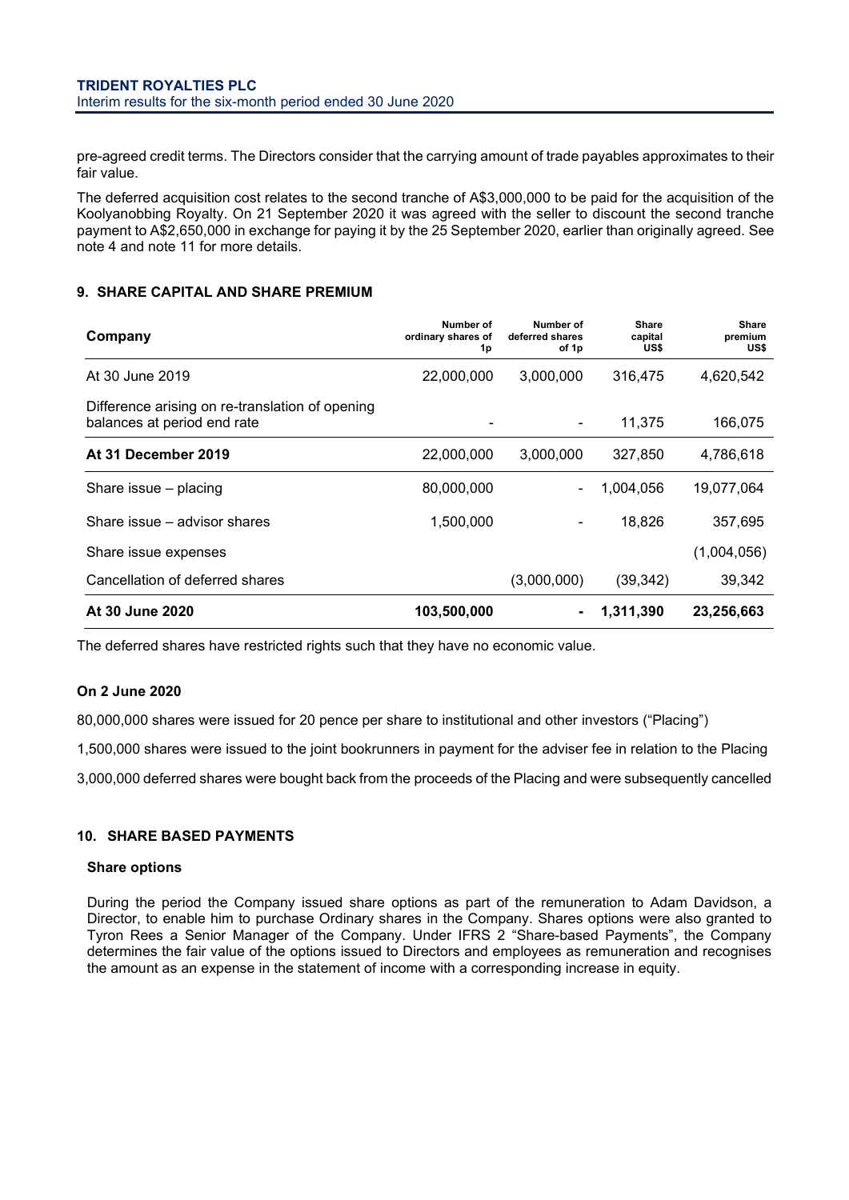pre-agreed credit terms. The Directors consider that the carrying amount of trade payables approximates to their fair value.

The deferred acquisition cost relates to the second tranche of A$3,000,000 to be paid for the acquisition of the Koolyanobbing Royalty. On 21 September 2020 it was agreed with the seller to discount the second tranche payment to A$2,650,000 in exchange for paying it by the 25 September 2020, earlier than originally agreed. See note 4 and note 11 for more details.

## 9. SHARE CAPITAL AND SHARE PREMIUM

| Company | Number of ordinary shares of 1p | Number of deferred shares of 1p | Share capital US$ | Share premium US$ |
|---|---|---|---|---|
| At 30 June 2019 | 22,000,000 | 3,000,000 | 316,475 | 4,620,542 |
| Difference arising on re-translation of opening balances at period end rate | - | - | 11,375 | 166,075 |
| **At 31 December 2019** | 22,000,000 | 3,000,000 | 327,850 | 4,786,618 |
| Share issue – placing | 80,000,000 | - | 1,004,056 | 19,077,064 |
| Share issue – advisor shares | 1,500,000 | - | 18,826 | 357,695 |
| Share issue expenses | | | | (1,004,056) |
| Cancellation of deferred shares | | (3,000,000) | (39,342) | 39,342 |
| **At 30 June 2020** | **103,500,000** | **-** | **1,311,390** | **23,256,663** |

The deferred shares have restricted rights such that they have no economic value.

**On 2 June 2020**

80,000,000 shares were issued for 20 pence per share to institutional and other investors ("Placing")

1,500,000 shares were issued to the joint bookrunners in payment for the adviser fee in relation to the Placing

3,000,000 deferred shares were bought back from the proceeds of the Placing and were subsequently cancelled

## 10. SHARE BASED PAYMENTS

**Share options**

During the period the Company issued share options as part of the remuneration to Adam Davidson, a Director, to enable him to purchase Ordinary shares in the Company. Shares options were also granted to Tyron Rees a Senior Manager of the Company. Under IFRS 2 "Share-based Payments", the Company determines the fair value of the options issued to Directors and employees as remuneration and recognises the amount as an expense in the statement of income with a corresponding increase in equity.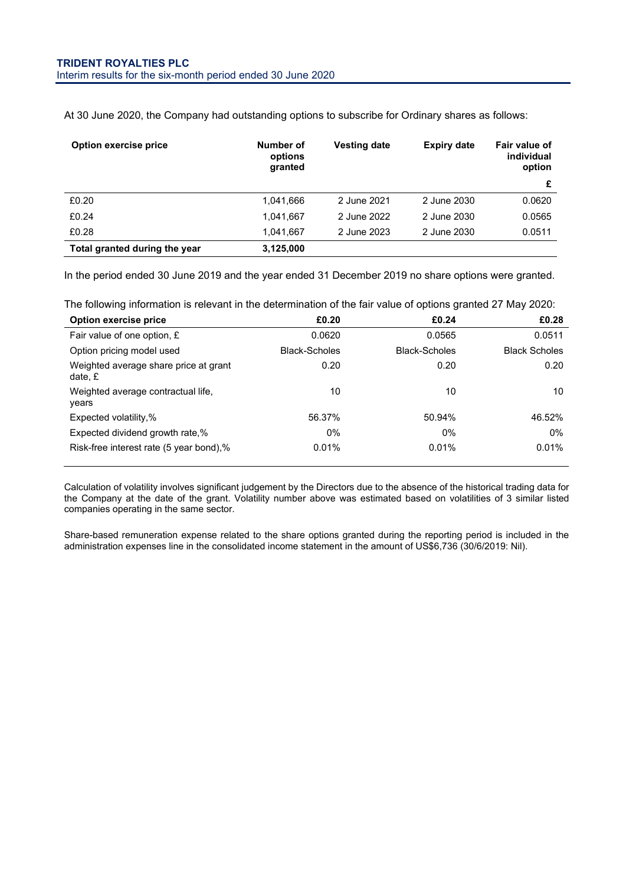At 30 June 2020, the Company had outstanding options to subscribe for Ordinary shares as follows:

| Option exercise price | Number of options granted | Vesting date | Expiry date | Fair value of individual option |
|---|---|---|---|---|
| | | | | £ |
| £0.20 | 1,041,666 | 2 June 2021 | 2 June 2030 | 0.0620 |
| £0.24 | 1,041,667 | 2 June 2022 | 2 June 2030 | 0.0565 |
| £0.28 | 1,041,667 | 2 June 2023 | 2 June 2030 | 0.0511 |
| **Total granted during the year** | **3,125,000** | | | |

In the period ended 30 June 2019 and the year ended 31 December 2019 no share options were granted.

The following information is relevant in the determination of the fair value of options granted 27 May 2020:

| Option exercise price | £0.20 | £0.24 | £0.28 |
|---|---|---|---|
| Fair value of one option, £ | 0.0620 | 0.0565 | 0.0511 |
| Option pricing model used | Black-Scholes | Black-Scholes | Black Scholes |
| Weighted average share price at grant date, £ | 0.20 | 0.20 | 0.20 |
| Weighted average contractual life, years | 10 | 10 | 10 |
| Expected volatility,% | 56.37% | 50.94% | 46.52% |
| Expected dividend growth rate,% | 0% | 0% | 0% |
| Risk-free interest rate (5 year bond),% | 0.01% | 0.01% | 0.01% |

Calculation of volatility involves significant judgement by the Directors due to the absence of the historical trading data for the Company at the date of the grant. Volatility number above was estimated based on volatilities of 3 similar listed companies operating in the same sector.

Share-based remuneration expense related to the share options granted during the reporting period is included in the administration expenses line in the consolidated income statement in the amount of US$6,736 (30/6/2019: Nil).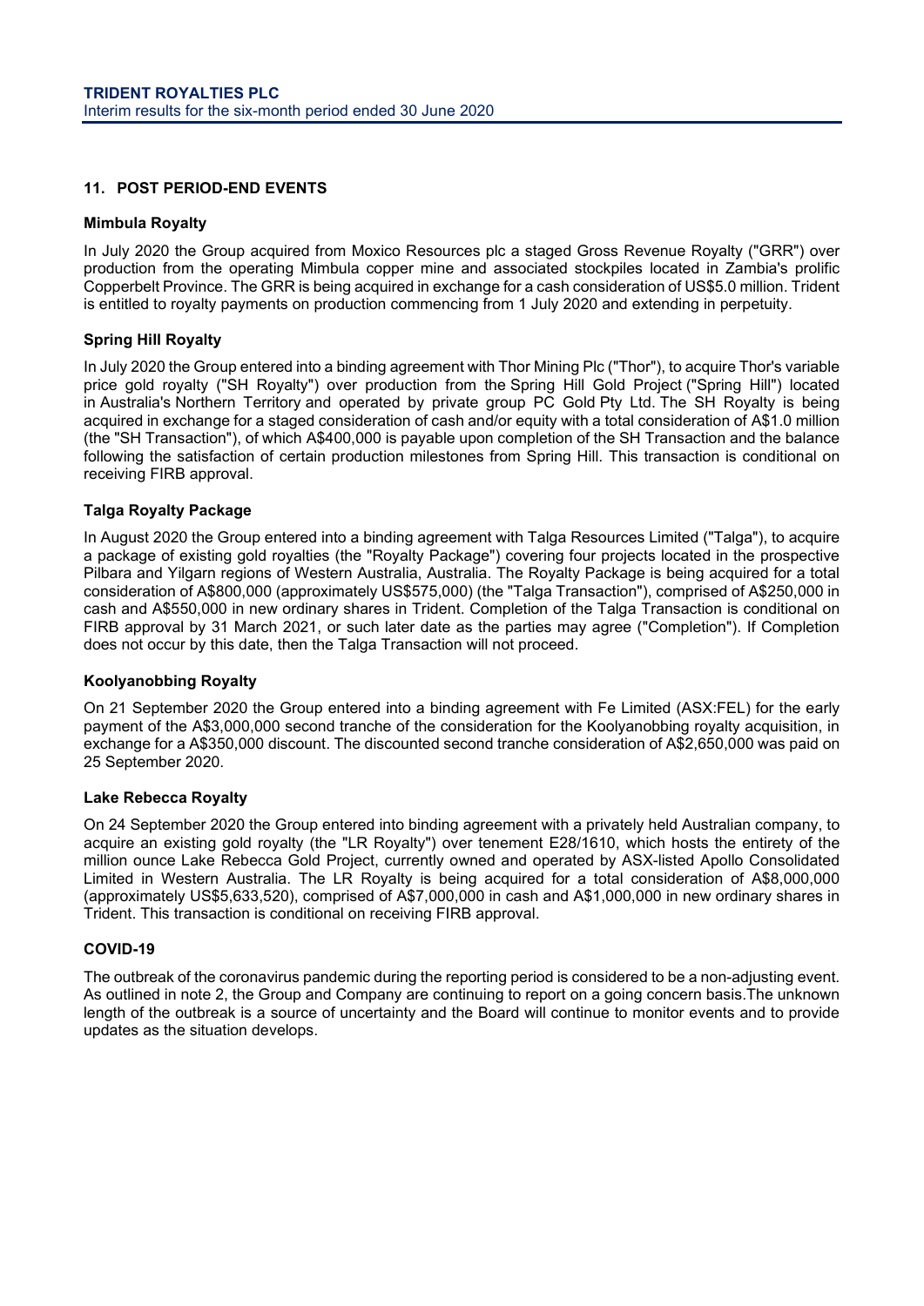## 11. POST PERIOD-END EVENTS

### Mimbula Royalty

In July 2020 the Group acquired from Moxico Resources plc a staged Gross Revenue Royalty ("GRR") over production from the operating Mimbula copper mine and associated stockpiles located in Zambia's prolific Copperbelt Province. The GRR is being acquired in exchange for a cash consideration of US$5.0 million. Trident is entitled to royalty payments on production commencing from 1 July 2020 and extending in perpetuity.

### Spring Hill Royalty

In July 2020 the Group entered into a binding agreement with Thor Mining Plc ("Thor"), to acquire Thor's variable price gold royalty ("SH Royalty") over production from the Spring Hill Gold Project ("Spring Hill") located in Australia's Northern Territory and operated by private group PC Gold Pty Ltd. The SH Royalty is being acquired in exchange for a staged consideration of cash and/or equity with a total consideration of A$1.0 million (the "SH Transaction"), of which A$400,000 is payable upon completion of the SH Transaction and the balance following the satisfaction of certain production milestones from Spring Hill. This transaction is conditional on receiving FIRB approval.

### Talga Royalty Package

In August 2020 the Group entered into a binding agreement with Talga Resources Limited ("Talga"), to acquire a package of existing gold royalties (the "Royalty Package") covering four projects located in the prospective Pilbara and Yilgarn regions of Western Australia, Australia. The Royalty Package is being acquired for a total consideration of A$800,000 (approximately US$575,000) (the "Talga Transaction"), comprised of A$250,000 in cash and A$550,000 in new ordinary shares in Trident. Completion of the Talga Transaction is conditional on FIRB approval by 31 March 2021, or such later date as the parties may agree ("Completion"). If Completion does not occur by this date, then the Talga Transaction will not proceed.

### Koolyanobbing Royalty

On 21 September 2020 the Group entered into a binding agreement with Fe Limited (ASX:FEL) for the early payment of the A$3,000,000 second tranche of the consideration for the Koolyanobbing royalty acquisition, in exchange for a A$350,000 discount. The discounted second tranche consideration of A$2,650,000 was paid on 25 September 2020.

### Lake Rebecca Royalty

On 24 September 2020 the Group entered into binding agreement with a privately held Australian company, to acquire an existing gold royalty (the "LR Royalty") over tenement E28/1610, which hosts the entirety of the million ounce Lake Rebecca Gold Project, currently owned and operated by ASX-listed Apollo Consolidated Limited in Western Australia. The LR Royalty is being acquired for a total consideration of A$8,000,000 (approximately US$5,633,520), comprised of A$7,000,000 in cash and A$1,000,000 in new ordinary shares in Trident. This transaction is conditional on receiving FIRB approval.

### COVID-19

The outbreak of the coronavirus pandemic during the reporting period is considered to be a non-adjusting event. As outlined in note 2, the Group and Company are continuing to report on a going concern basis.The unknown length of the outbreak is a source of uncertainty and the Board will continue to monitor events and to provide updates as the situation develops.